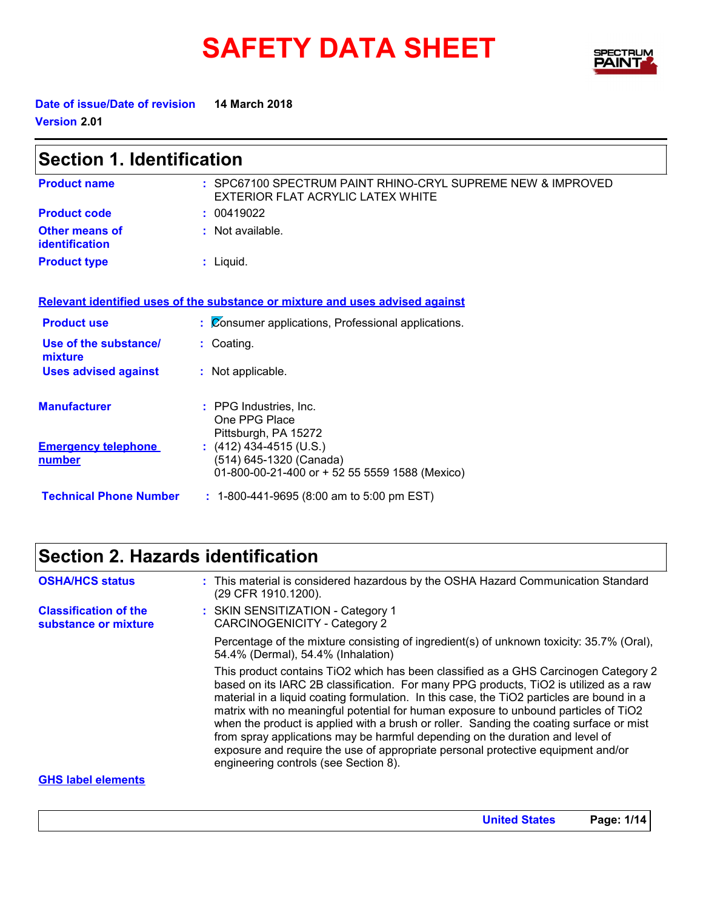# SAFETY DATA SHEET

**Date of issue/Date of revision** 14 March 2018

**Version** 2.01

## Section 1. Identification

| | |
|---|---|
| **Product name** | : SPC67100 SPECTRUM PAINT RHINO-CRYL SUPREME NEW & IMPROVED EXTERIOR FLAT ACRYLIC LATEX WHITE |
| **Product code** | : 00419022 |
| **Other means of identification** | : Not available. |
| **Product type** | : Liquid. |

**Relevant identified uses of the substance or mixture and uses advised against**

| | |
|---|---|
| **Product use** | : Consumer applications, Professional applications. |
| **Use of the substance/ mixture** | : Coating. |
| **Uses advised against** | : Not applicable. |

| | |
|---|---|
| **Manufacturer** | : PPG Industries, Inc.<br>One PPG Place<br>Pittsburgh, PA 15272 |
| **Emergency telephone number** | : (412) 434-4515 (U.S.)<br>(514) 645-1320 (Canada)<br>01-800-00-21-400 or + 52 55 5559 1588 (Mexico) |
| **Technical Phone Number** | : 1-800-441-9695 (8:00 am to 5:00 pm EST) |

## Section 2. Hazards identification

**OSHA/HCS status** : This material is considered hazardous by the OSHA Hazard Communication Standard (29 CFR 1910.1200).

**Classification of the substance or mixture** : SKIN SENSITIZATION - Category 1
CARCINOGENICITY - Category 2

Percentage of the mixture consisting of ingredient(s) of unknown toxicity: 35.7% (Oral), 54.4% (Dermal), 54.4% (Inhalation)

This product contains $TiO_2$ which has been classified as a GHS Carcinogen Category 2 based on its IARC 2B classification. For many PPG products, $TiO_2$ is utilized as a raw material in a liquid coating formulation. In this case, the $TiO_2$ particles are bound in a matrix with no meaningful potential for human exposure to unbound particles of $TiO_2$ when the product is applied with a brush or roller. Sanding the coating surface or mist from spray applications may be harmful depending on the duration and level of exposure and require the use of appropriate personal protective equipment and/or engineering controls (see Section 8).

**GHS label elements**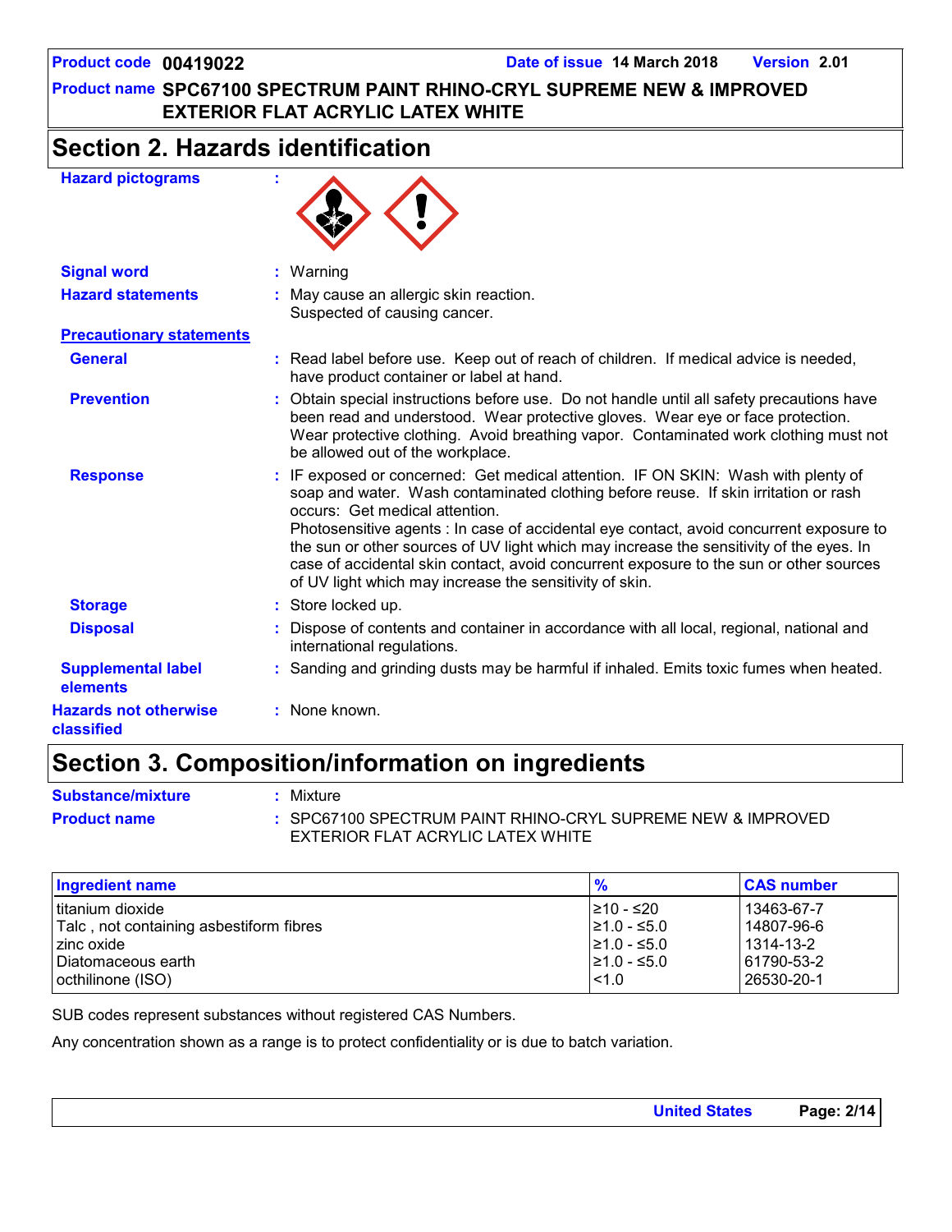## Section 2. Hazards identification

**Hazard pictograms** :

**Signal word** : Warning

**Hazard statements** : May cause an allergic skin reaction.
Suspected of causing cancer.

**Precautionary statements**

**General** : Read label before use. Keep out of reach of children. If medical advice is needed, have product container or label at hand.

**Prevention** : Obtain special instructions before use. Do not handle until all safety precautions have been read and understood. Wear protective gloves. Wear eye or face protection. Wear protective clothing. Avoid breathing vapor. Contaminated work clothing must not be allowed out of the workplace.

**Response** : IF exposed or concerned: Get medical attention. IF ON SKIN: Wash with plenty of soap and water. Wash contaminated clothing before reuse. If skin irritation or rash occurs: Get medical attention.
Photosensitive agents : In case of accidental eye contact, avoid concurrent exposure to the sun or other sources of UV light which may increase the sensitivity of the eyes. In case of accidental skin contact, avoid concurrent exposure to the sun or other sources of UV light which may increase the sensitivity of skin.

**Storage** : Store locked up.

**Disposal** : Dispose of contents and container in accordance with all local, regional, national and international regulations.

**Supplemental label elements** : Sanding and grinding dusts may be harmful if inhaled. Emits toxic fumes when heated.

**Hazards not otherwise classified** : None known.

## Section 3. Composition/information on ingredients

**Substance/mixture** : Mixture

**Product name** : SPC67100 SPECTRUM PAINT RHINO-CRYL SUPREME NEW & IMPROVED EXTERIOR FLAT ACRYLIC LATEX WHITE

| Ingredient name | % | CAS number |
|---|---|---|
| titanium dioxide | ≥10 - ≤20 | 13463-67-7 |
| Talc , not containing asbestiform fibres | ≥1.0 - ≤5.0 | 14807-96-6 |
| zinc oxide | ≥1.0 - ≤5.0 | 1314-13-2 |
| Diatomaceous earth | ≥1.0 - ≤5.0 | 61790-53-2 |
| octhilinone (ISO) | <1.0 | 26530-20-1 |

SUB codes represent substances without registered CAS Numbers.

Any concentration shown as a range is to protect confidentiality or is due to batch variation.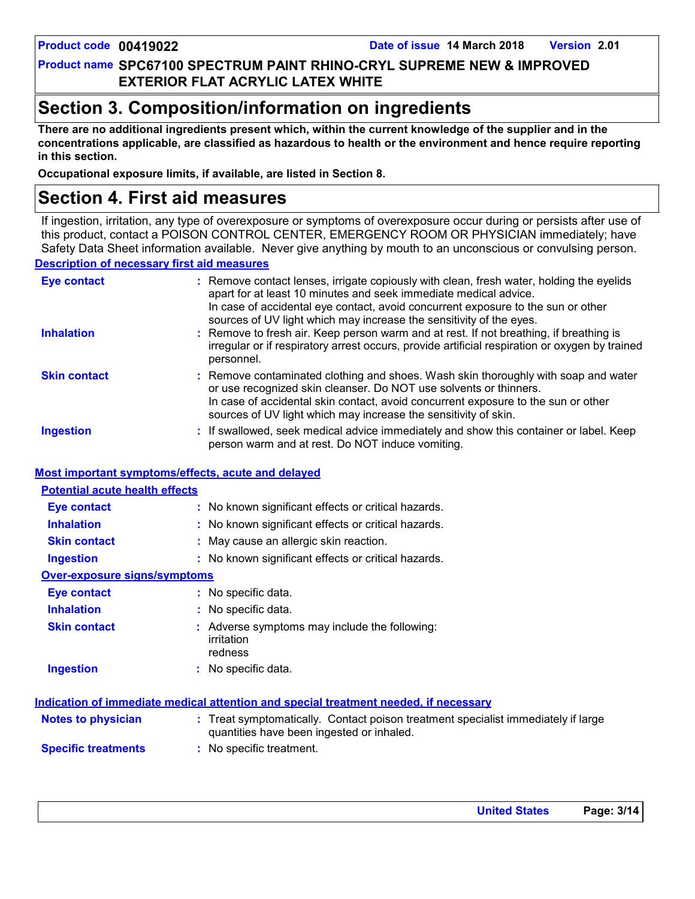# Section 3. Composition/information on ingredients

**There are no additional ingredients present which, within the current knowledge of the supplier and in the concentrations applicable, are classified as hazardous to health or the environment and hence require reporting in this section.**

**Occupational exposure limits, if available, are listed in Section 8.**

# Section 4. First aid measures

If ingestion, irritation, any type of overexposure or symptoms of overexposure occur during or persists after use of this product, contact a POISON CONTROL CENTER, EMERGENCY ROOM OR PHYSICIAN immediately; have Safety Data Sheet information available. Never give anything by mouth to an unconscious or convulsing person.

## Description of necessary first aid measures

**Eye contact** : Remove contact lenses, irrigate copiously with clean, fresh water, holding the eyelids apart for at least 10 minutes and seek immediate medical advice. In case of accidental eye contact, avoid concurrent exposure to the sun or other sources of UV light which may increase the sensitivity of the eyes.

**Inhalation** : Remove to fresh air. Keep person warm and at rest. If not breathing, if breathing is irregular or if respiratory arrest occurs, provide artificial respiration or oxygen by trained personnel.

**Skin contact** : Remove contaminated clothing and shoes. Wash skin thoroughly with soap and water or use recognized skin cleanser. Do NOT use solvents or thinners. In case of accidental skin contact, avoid concurrent exposure to the sun or other sources of UV light which may increase the sensitivity of skin.

**Ingestion** : If swallowed, seek medical advice immediately and show this container or label. Keep person warm and at rest. Do NOT induce vomiting.

## Most important symptoms/effects, acute and delayed

### Potential acute health effects

**Eye contact** : No known significant effects or critical hazards.

**Inhalation** : No known significant effects or critical hazards.

**Skin contact** : May cause an allergic skin reaction.

**Ingestion** : No known significant effects or critical hazards.

### Over-exposure signs/symptoms

**Eye contact** : No specific data.

**Inhalation** : No specific data.

**Skin contact** : Adverse symptoms may include the following:
irritation
redness

**Ingestion** : No specific data.

## Indication of immediate medical attention and special treatment needed, if necessary

**Notes to physician** : Treat symptomatically. Contact poison treatment specialist immediately if large quantities have been ingested or inhaled.

**Specific treatments** : No specific treatment.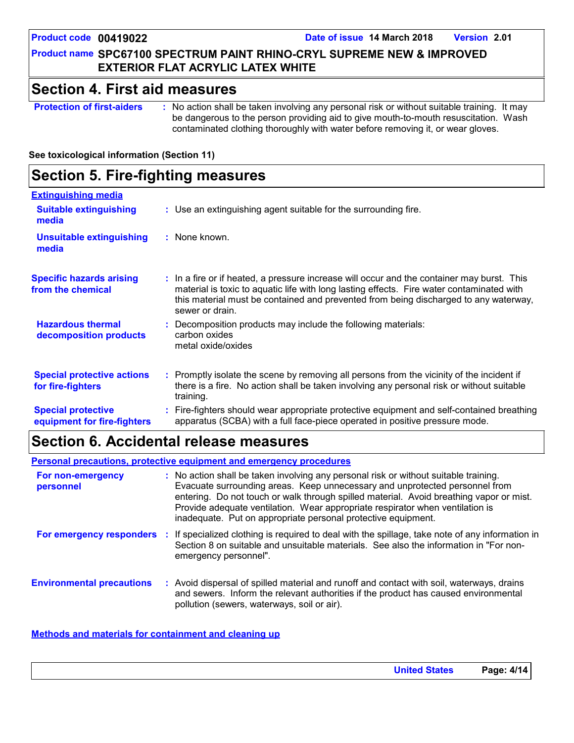## Section 4. First aid measures

**Protection of first-aiders** : No action shall be taken involving any personal risk or without suitable training. It may be dangerous to the person providing aid to give mouth-to-mouth resuscitation. Wash contaminated clothing thoroughly with water before removing it, or wear gloves.

**See toxicological information (Section 11)**

## Section 5. Fire-fighting measures

**Extinguishing media**

**Suitable extinguishing media** : Use an extinguishing agent suitable for the surrounding fire.

**Unsuitable extinguishing media** : None known.

**Specific hazards arising from the chemical** : In a fire or if heated, a pressure increase will occur and the container may burst. This material is toxic to aquatic life with long lasting effects. Fire water contaminated with this material must be contained and prevented from being discharged to any waterway, sewer or drain.

**Hazardous thermal decomposition products** : Decomposition products may include the following materials:
carbon oxides
metal oxide/oxides

**Special protective actions for fire-fighters** : Promptly isolate the scene by removing all persons from the vicinity of the incident if there is a fire. No action shall be taken involving any personal risk or without suitable training.

**Special protective equipment for fire-fighters** : Fire-fighters should wear appropriate protective equipment and self-contained breathing apparatus (SCBA) with a full face-piece operated in positive pressure mode.

## Section 6. Accidental release measures

**Personal precautions, protective equipment and emergency procedures**

**For non-emergency personnel** : No action shall be taken involving any personal risk or without suitable training. Evacuate surrounding areas. Keep unnecessary and unprotected personnel from entering. Do not touch or walk through spilled material. Avoid breathing vapor or mist. Provide adequate ventilation. Wear appropriate respirator when ventilation is inadequate. Put on appropriate personal protective equipment.

**For emergency responders** : If specialized clothing is required to deal with the spillage, take note of any information in Section 8 on suitable and unsuitable materials. See also the information in "For non-emergency personnel".

**Environmental precautions** : Avoid dispersal of spilled material and runoff and contact with soil, waterways, drains and sewers. Inform the relevant authorities if the product has caused environmental pollution (sewers, waterways, soil or air).

**Methods and materials for containment and cleaning up**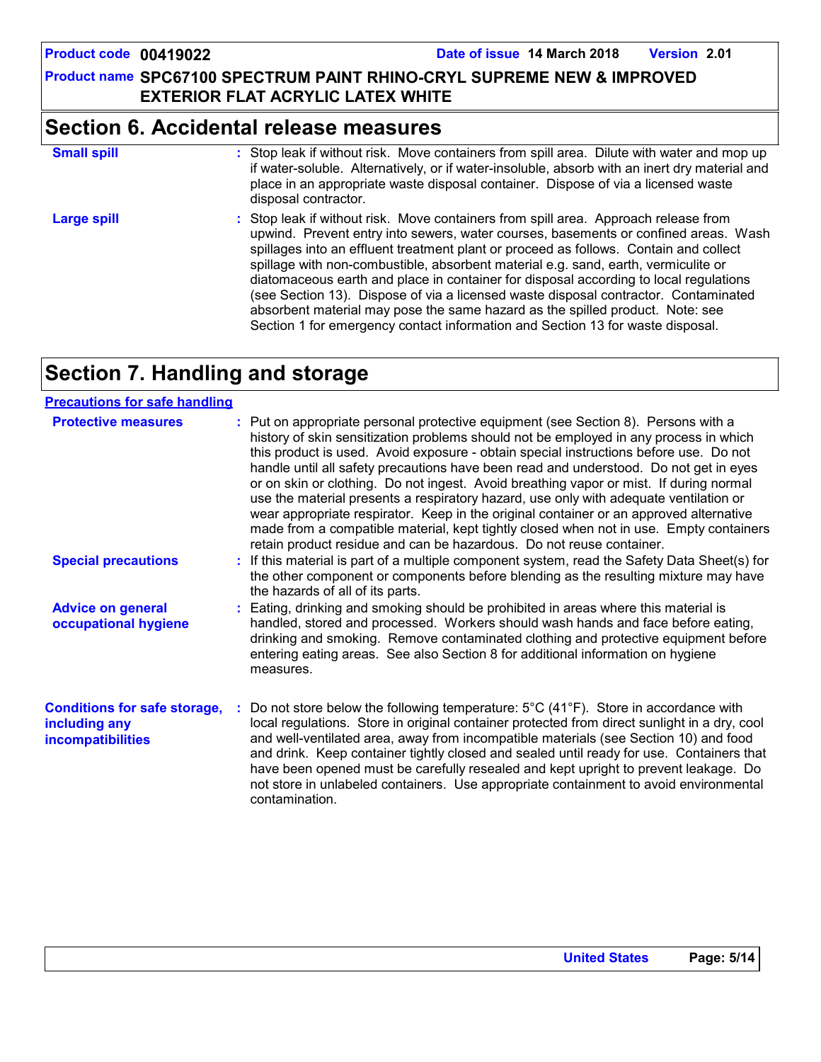## Section 6. Accidental release measures

**Small spill** : Stop leak if without risk. Move containers from spill area. Dilute with water and mop up if water-soluble. Alternatively, or if water-insoluble, absorb with an inert dry material and place in an appropriate waste disposal container. Dispose of via a licensed waste disposal contractor.

**Large spill** : Stop leak if without risk. Move containers from spill area. Approach release from upwind. Prevent entry into sewers, water courses, basements or confined areas. Wash spillages into an effluent treatment plant or proceed as follows. Contain and collect spillage with non-combustible, absorbent material e.g. sand, earth, vermiculite or diatomaceous earth and place in container for disposal according to local regulations (see Section 13). Dispose of via a licensed waste disposal contractor. Contaminated absorbent material may pose the same hazard as the spilled product. Note: see Section 1 for emergency contact information and Section 13 for waste disposal.

## Section 7. Handling and storage

### Precautions for safe handling

**Protective measures** : Put on appropriate personal protective equipment (see Section 8). Persons with a history of skin sensitization problems should not be employed in any process in which this product is used. Avoid exposure - obtain special instructions before use. Do not handle until all safety precautions have been read and understood. Do not get in eyes or on skin or clothing. Do not ingest. Avoid breathing vapor or mist. If during normal use the material presents a respiratory hazard, use only with adequate ventilation or wear appropriate respirator. Keep in the original container or an approved alternative made from a compatible material, kept tightly closed when not in use. Empty containers retain product residue and can be hazardous. Do not reuse container.

**Special precautions** : If this material is part of a multiple component system, read the Safety Data Sheet(s) for the other component or components before blending as the resulting mixture may have the hazards of all of its parts.

**Advice on general occupational hygiene** : Eating, drinking and smoking should be prohibited in areas where this material is handled, stored and processed. Workers should wash hands and face before eating, drinking and smoking. Remove contaminated clothing and protective equipment before entering eating areas. See also Section 8 for additional information on hygiene measures.

**Conditions for safe storage, including any incompatibilities** : Do not store below the following temperature: 5°C (41°F). Store in accordance with local regulations. Store in original container protected from direct sunlight in a dry, cool and well-ventilated area, away from incompatible materials (see Section 10) and food and drink. Keep container tightly closed and sealed until ready for use. Containers that have been opened must be carefully resealed and kept upright to prevent leakage. Do not store in unlabeled containers. Use appropriate containment to avoid environmental contamination.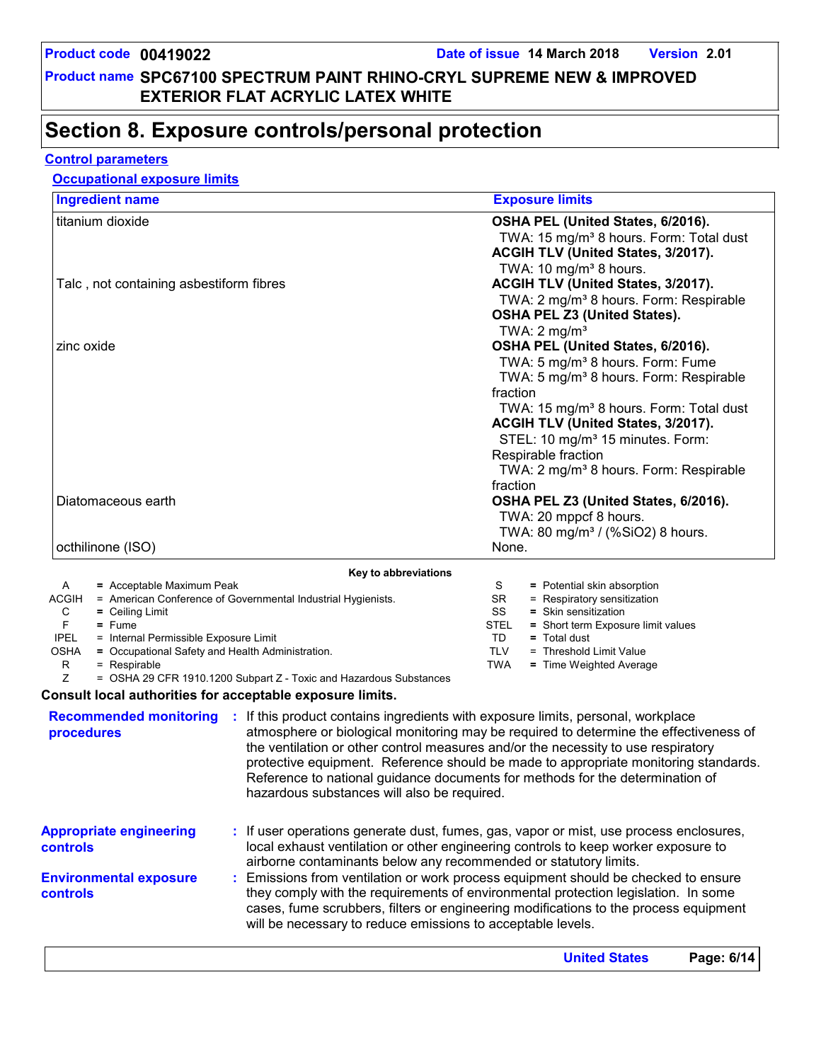# Section 8. Exposure controls/personal protection

**Control parameters**

**Occupational exposure limits**

| Ingredient name | Exposure limits |
| --- | --- |
| titanium dioxide | **OSHA PEL (United States, 6/2016).**<br>TWA: 15 mg/m³ 8 hours. Form: Total dust<br>**ACGIH TLV (United States, 3/2017).**<br>TWA: 10 mg/m³ 8 hours. |
| Talc , not containing asbestiform fibres | **ACGIH TLV (United States, 3/2017).**<br>TWA: 2 mg/m³ 8 hours. Form: Respirable<br>**OSHA PEL Z3 (United States).**<br>TWA: 2 mg/m³ |
| zinc oxide | **OSHA PEL (United States, 6/2016).**<br>TWA: 5 mg/m³ 8 hours. Form: Fume<br>TWA: 5 mg/m³ 8 hours. Form: Respirable fraction<br>TWA: 15 mg/m³ 8 hours. Form: Total dust<br>**ACGIH TLV (United States, 3/2017).**<br>STEL: 10 mg/m³ 15 minutes. Form: Respirable fraction<br>TWA: 2 mg/m³ 8 hours. Form: Respirable fraction |
| Diatomaceous earth | **OSHA PEL Z3 (United States, 6/2016).**<br>TWA: 20 mppcf 8 hours.<br>TWA: 80 mg/m³ / (%SiO2) 8 hours. |
| octhilinone (ISO) | None. |

**Key to abbreviations**

| | | | |
| --- | --- | --- | --- |
| A | = Acceptable Maximum Peak | S | = Potential skin absorption |
| ACGIH | = American Conference of Governmental Industrial Hygienists. | SR | = Respiratory sensitization |
| C | = Ceiling Limit | SS | = Skin sensitization |
| F | = Fume | STEL | = Short term Exposure limit values |
| IPEL | = Internal Permissible Exposure Limit | TD | = Total dust |
| OSHA | = Occupational Safety and Health Administration. | TLV | = Threshold Limit Value |
| R | = Respirable | TWA | = Time Weighted Average |
| Z | = OSHA 29 CFR 1910.1200 Subpart Z - Toxic and Hazardous Substances | | |

**Consult local authorities for acceptable exposure limits.**

**Recommended monitoring procedures** : If this product contains ingredients with exposure limits, personal, workplace atmosphere or biological monitoring may be required to determine the effectiveness of the ventilation or other control measures and/or the necessity to use respiratory protective equipment. Reference should be made to appropriate monitoring standards. Reference to national guidance documents for methods for the determination of hazardous substances will also be required.

**Appropriate engineering controls** : If user operations generate dust, fumes, gas, vapor or mist, use process enclosures, local exhaust ventilation or other engineering controls to keep worker exposure to airborne contaminants below any recommended or statutory limits.

**Environmental exposure controls** : Emissions from ventilation or work process equipment should be checked to ensure they comply with the requirements of environmental protection legislation. In some cases, fume scrubbers, filters or engineering modifications to the process equipment will be necessary to reduce emissions to acceptable levels.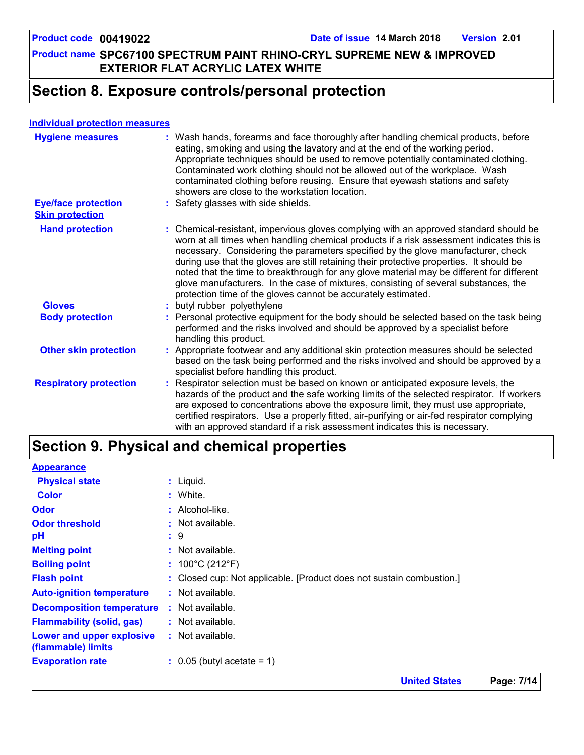# Section 8. Exposure controls/personal protection

## Individual protection measures

**Hygiene measures** : Wash hands, forearms and face thoroughly after handling chemical products, before eating, smoking and using the lavatory and at the end of the working period. Appropriate techniques should be used to remove potentially contaminated clothing. Contaminated work clothing should not be allowed out of the workplace. Wash contaminated clothing before reusing. Ensure that eyewash stations and safety showers are close to the workstation location.

**Eye/face protection** : Safety glasses with side shields.

### Skin protection

**Hand protection** : Chemical-resistant, impervious gloves complying with an approved standard should be worn at all times when handling chemical products if a risk assessment indicates this is necessary. Considering the parameters specified by the glove manufacturer, check during use that the gloves are still retaining their protective properties. It should be noted that the time to breakthrough for any glove material may be different for different glove manufacturers. In the case of mixtures, consisting of several substances, the protection time of the gloves cannot be accurately estimated.

**Gloves** : butyl rubber polyethylene

**Body protection** : Personal protective equipment for the body should be selected based on the task being performed and the risks involved and should be approved by a specialist before handling this product.

**Other skin protection** : Appropriate footwear and any additional skin protection measures should be selected based on the task being performed and the risks involved and should be approved by a specialist before handling this product.

**Respiratory protection** : Respirator selection must be based on known or anticipated exposure levels, the hazards of the product and the safe working limits of the selected respirator. If workers are exposed to concentrations above the exposure limit, they must use appropriate, certified respirators. Use a properly fitted, air-purifying or air-fed respirator complying with an approved standard if a risk assessment indicates this is necessary.

# Section 9. Physical and chemical properties

## Appearance

**Physical state** : Liquid.

**Color** : White.

**Odor** : Alcohol-like.

**Odor threshold** : Not available.

**pH** : 9

**Melting point** : Not available.

**Boiling point** : 100°C (212°F)

**Flash point** : Closed cup: Not applicable. [Product does not sustain combustion.]

**Auto-ignition temperature** : Not available.

**Decomposition temperature** : Not available.

**Flammability (solid, gas)** : Not available.

**Lower and upper explosive (flammable) limits** : Not available.

**Evaporation rate** : 0.05 (butyl acetate = 1)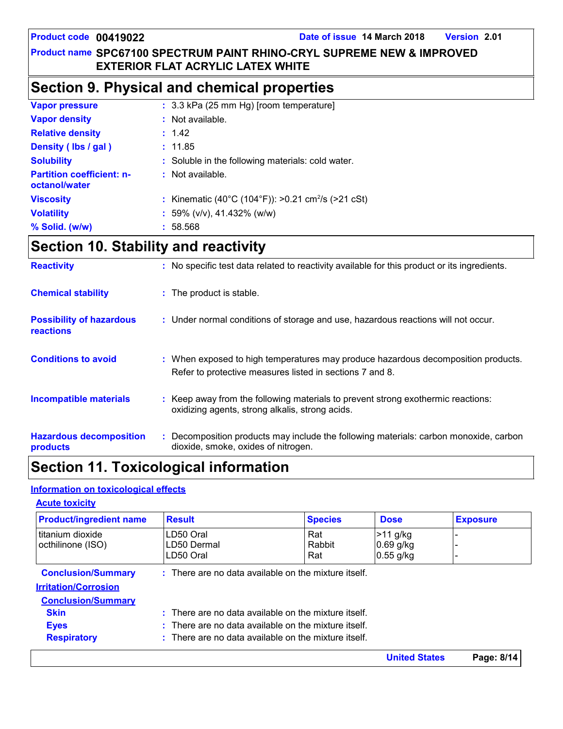## Section 9. Physical and chemical properties

| | |
|---|---|
| **Vapor pressure** | : 3.3 kPa (25 mm Hg) [room temperature] |
| **Vapor density** | : Not available. |
| **Relative density** | : 1.42 |
| **Density ( lbs / gal )** | : 11.85 |
| **Solubility** | : Soluble in the following materials: cold water. |
| **Partition coefficient: n-octanol/water** | : Not available. |
| **Viscosity** | : Kinematic (40°C (104°F)): >0.21 $cm^2/s$ (>21 cSt) |
| **Volatility** | : 59% (v/v), 41.432% (w/w) |
| **% Solid. (w/w)** | : 58.568 |

## Section 10. Stability and reactivity

| | |
|---|---|
| **Reactivity** | : No specific test data related to reactivity available for this product or its ingredients. |
| **Chemical stability** | : The product is stable. |
| **Possibility of hazardous reactions** | : Under normal conditions of storage and use, hazardous reactions will not occur. |
| **Conditions to avoid** | : When exposed to high temperatures may produce hazardous decomposition products. Refer to protective measures listed in sections 7 and 8. |
| **Incompatible materials** | : Keep away from the following materials to prevent strong exothermic reactions: oxidizing agents, strong alkalis, strong acids. |
| **Hazardous decomposition products** | : Decomposition products may include the following materials: carbon monoxide, carbon dioxide, smoke, oxides of nitrogen. |

## Section 11. Toxicological information

### Information on toxicological effects

#### Acute toxicity

| Product/ingredient name | Result | Species | Dose | Exposure |
|---|---|---|---|---|
| titanium dioxide | LD50 Oral | Rat | >11 g/kg | - |
| octhilinone (ISO) | LD50 Dermal | Rabbit | 0.69 g/kg | - |
| | LD50 Oral | Rat | 0.55 g/kg | - |

**Conclusion/Summary** : There are no data available on the mixture itself.

#### Irritation/Corrosion

**Conclusion/Summary**

**Skin** : There are no data available on the mixture itself.

**Eyes** : There are no data available on the mixture itself.

**Respiratory** : There are no data available on the mixture itself.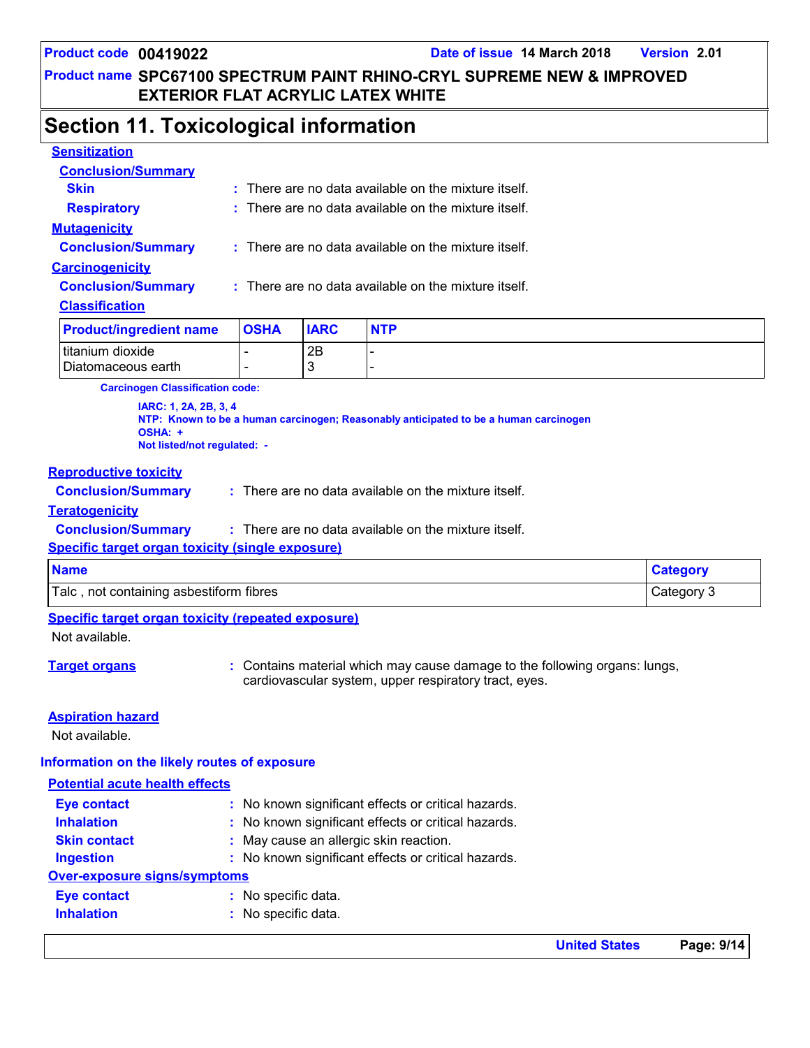## Section 11. Toxicological information

**Sensitization**

**Conclusion/Summary**

**Skin** : There are no data available on the mixture itself.

**Respiratory** : There are no data available on the mixture itself.

**Mutagenicity**

**Conclusion/Summary** : There are no data available on the mixture itself.

**Carcinogenicity**

**Conclusion/Summary** : There are no data available on the mixture itself.

**Classification**

| Product/ingredient name | OSHA | IARC | NTP |
|---|---|---|---|
| titanium dioxide | - | 2B | - |
| Diatomaceous earth | - | 3 | - |

**Carcinogen Classification code:**

IARC: 1, 2A, 2B, 3, 4
NTP: Known to be a human carcinogen; Reasonably anticipated to be a human carcinogen
OSHA: +
Not listed/not regulated: -

**Reproductive toxicity**

**Conclusion/Summary** : There are no data available on the mixture itself.

**Teratogenicity**

**Conclusion/Summary** : There are no data available on the mixture itself.

**Specific target organ toxicity (single exposure)**

| Name | Category |
|---|---|
| Talc , not containing asbestiform fibres | Category 3 |

**Specific target organ toxicity (repeated exposure)**

Not available.

**Target organs** : Contains material which may cause damage to the following organs: lungs, cardiovascular system, upper respiratory tract, eyes.

**Aspiration hazard**

Not available.

**Information on the likely routes of exposure**

**Potential acute health effects**

**Eye contact** : No known significant effects or critical hazards.

**Inhalation** : No known significant effects or critical hazards.

**Skin contact** : May cause an allergic skin reaction.

**Ingestion** : No known significant effects or critical hazards.

**Over-exposure signs/symptoms**

**Eye contact** : No specific data.

**Inhalation** : No specific data.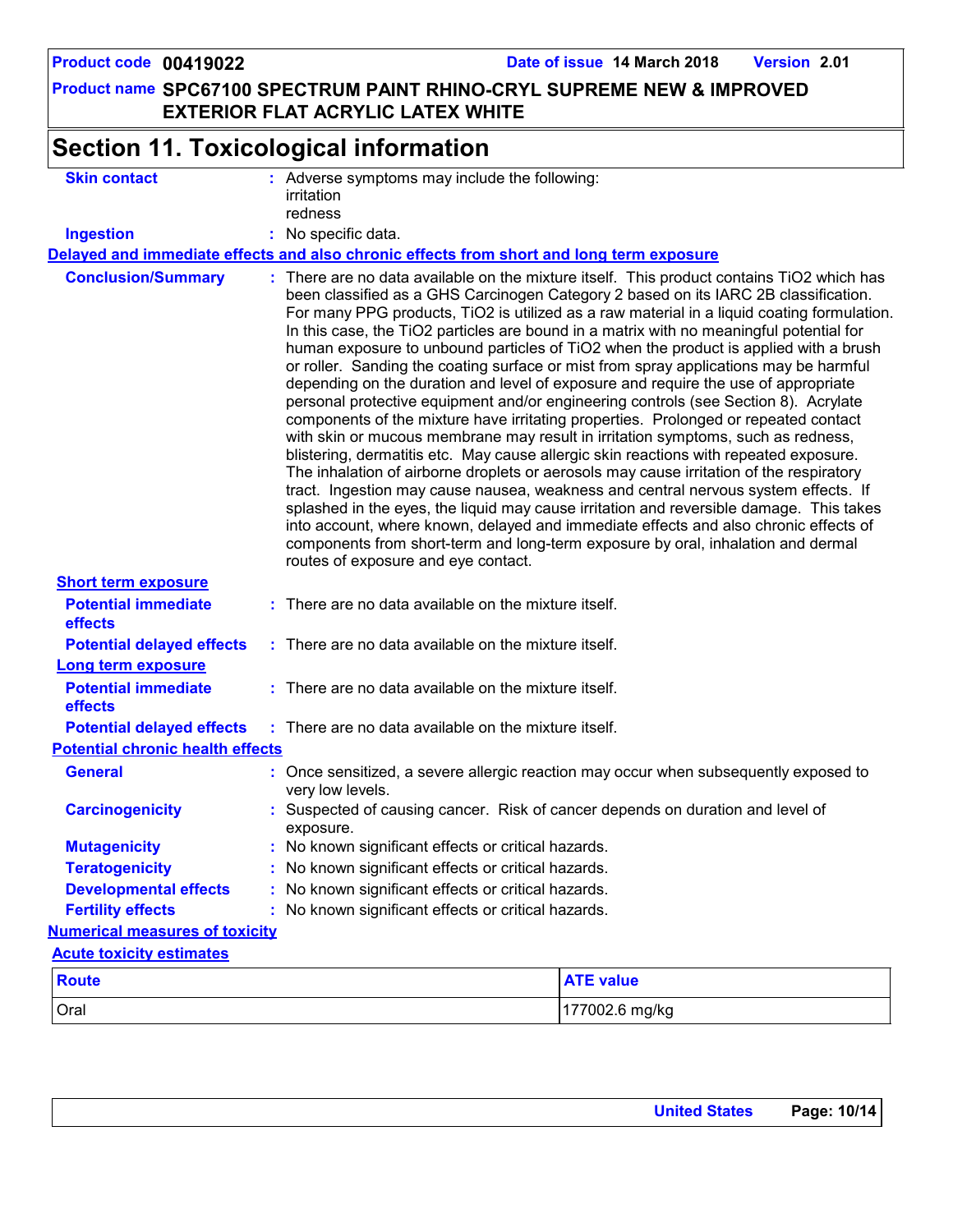## Section 11. Toxicological information

**Skin contact** : Adverse symptoms may include the following:
irritation
redness

**Ingestion** : No specific data.

**Delayed and immediate effects and also chronic effects from short and long term exposure**

**Conclusion/Summary** : There are no data available on the mixture itself. This product contains $TiO_2$ which has been classified as a GHS Carcinogen Category 2 based on its IARC 2B classification. For many PPG products, $TiO_2$ is utilized as a raw material in a liquid coating formulation. In this case, the $TiO_2$ particles are bound in a matrix with no meaningful potential for human exposure to unbound particles of $TiO_2$ when the product is applied with a brush or roller. Sanding the coating surface or mist from spray applications may be harmful depending on the duration and level of exposure and require the use of appropriate personal protective equipment and/or engineering controls (see Section 8). Acrylate components of the mixture have irritating properties. Prolonged or repeated contact with skin or mucous membrane may result in irritation symptoms, such as redness, blistering, dermatitis etc. May cause allergic skin reactions with repeated exposure. The inhalation of airborne droplets or aerosols may cause irritation of the respiratory tract. Ingestion may cause nausea, weakness and central nervous system effects. If splashed in the eyes, the liquid may cause irritation and reversible damage. This takes into account, where known, delayed and immediate effects and also chronic effects of components from short-term and long-term exposure by oral, inhalation and dermal routes of exposure and eye contact.

**Short term exposure**

**Potential immediate effects** : There are no data available on the mixture itself.

**Potential delayed effects** : There are no data available on the mixture itself.

**Long term exposure**

**Potential immediate effects** : There are no data available on the mixture itself.

**Potential delayed effects** : There are no data available on the mixture itself.

**Potential chronic health effects**

**General** : Once sensitized, a severe allergic reaction may occur when subsequently exposed to very low levels.

**Carcinogenicity** : Suspected of causing cancer. Risk of cancer depends on duration and level of exposure.

**Mutagenicity** : No known significant effects or critical hazards.

**Teratogenicity** : No known significant effects or critical hazards.

**Developmental effects** : No known significant effects or critical hazards.

**Fertility effects** : No known significant effects or critical hazards.

**Numerical measures of toxicity**

**Acute toxicity estimates**

| Route | ATE value |
|---|---|
| Oral | 177002.6 mg/kg |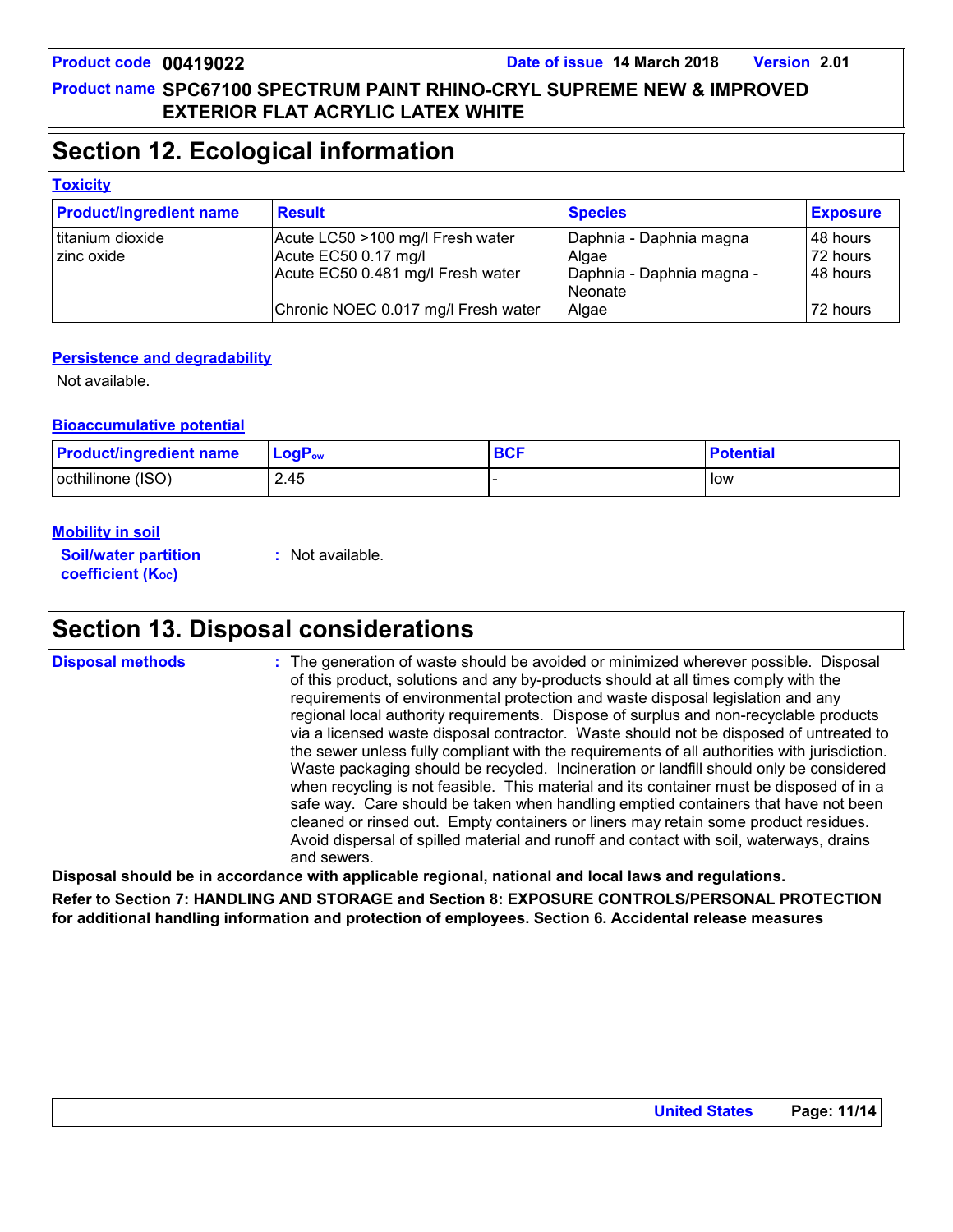# Section 12. Ecological information

### Toxicity

| Product/ingredient name | Result | Species | Exposure |
|---|---|---|---|
| titanium dioxide | Acute LC50 >100 mg/l Fresh water | Daphnia - Daphnia magna | 48 hours |
| zinc oxide | Acute EC50 0.17 mg/l | Algae | 72 hours |
| | Acute EC50 0.481 mg/l Fresh water | Daphnia - Daphnia magna - Neonate | 48 hours |
| | Chronic NOEC 0.017 mg/l Fresh water | Algae | 72 hours |

### Persistence and degradability

Not available.

### Bioaccumulative potential

| Product/ingredient name | $LogP_{ow}$ | BCF | Potential |
|---|---|---|---|
| octhilinone (ISO) | 2.45 | - | low |

### Mobility in soil

**Soil/water partition coefficient ($K_{OC}$)** : Not available.

# Section 13. Disposal considerations

**Disposal methods** : The generation of waste should be avoided or minimized wherever possible. Disposal of this product, solutions and any by-products should at all times comply with the requirements of environmental protection and waste disposal legislation and any regional local authority requirements. Dispose of surplus and non-recyclable products via a licensed waste disposal contractor. Waste should not be disposed of untreated to the sewer unless fully compliant with the requirements of all authorities with jurisdiction. Waste packaging should be recycled. Incineration or landfill should only be considered when recycling is not feasible. This material and its container must be disposed of in a safe way. Care should be taken when handling emptied containers that have not been cleaned or rinsed out. Empty containers or liners may retain some product residues. Avoid dispersal of spilled material and runoff and contact with soil, waterways, drains and sewers.

**Disposal should be in accordance with applicable regional, national and local laws and regulations.**

**Refer to Section 7: HANDLING AND STORAGE and Section 8: EXPOSURE CONTROLS/PERSONAL PROTECTION for additional handling information and protection of employees. Section 6. Accidental release measures**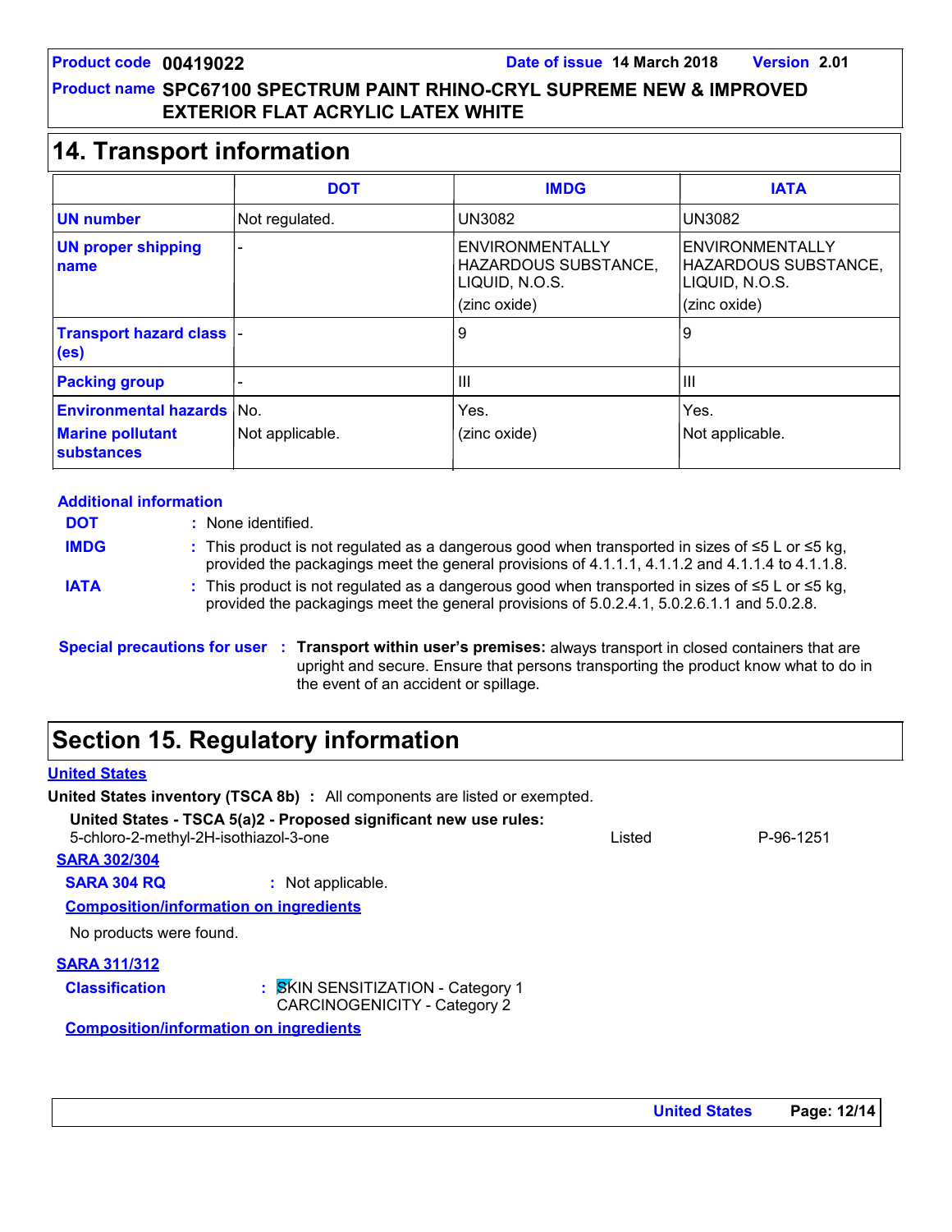Product code 00419022 Date of issue 14 March 2018 Version 2.01

Product name SPC67100 SPECTRUM PAINT RHINO-CRYL SUPREME NEW & IMPROVED EXTERIOR FLAT ACRYLIC LATEX WHITE

## 14. Transport information

| | DOT | IMDG | IATA |
|---|---|---|---|
| **UN number** | Not regulated. | UN3082 | UN3082 |
| **UN proper shipping name** | - | ENVIRONMENTALLY HAZARDOUS SUBSTANCE, LIQUID, N.O.S. (zinc oxide) | ENVIRONMENTALLY HAZARDOUS SUBSTANCE, LIQUID, N.O.S. (zinc oxide) |
| **Transport hazard class (es)** | - | 9 | 9 |
| **Packing group** | - | III | III |
| **Environmental hazards** | No. | Yes. | Yes. |
| **Marine pollutant substances** | Not applicable. | (zinc oxide) | Not applicable. |

**Additional information**

**DOT** : None identified.

**IMDG** : This product is not regulated as a dangerous good when transported in sizes of ≤5 L or ≤5 kg, provided the packagings meet the general provisions of 4.1.1.1, 4.1.1.2 and 4.1.1.4 to 4.1.1.8.

**IATA** : This product is not regulated as a dangerous good when transported in sizes of ≤5 L or ≤5 kg, provided the packagings meet the general provisions of 5.0.2.4.1, 5.0.2.6.1.1 and 5.0.2.8.

**Special precautions for user** : **Transport within user's premises:** always transport in closed containers that are upright and secure. Ensure that persons transporting the product know what to do in the event of an accident or spillage.

## Section 15. Regulatory information

**United States**

**United States inventory (TSCA 8b)** : All components are listed or exempted.

**United States - TSCA 5(a)2 - Proposed significant new use rules:**

| | | |
|---|---|---|
| 5-chloro-2-methyl-2H-isothiazol-3-one | Listed | P-96-1251 |

**SARA 302/304**

**SARA 304 RQ** : Not applicable.

**Composition/information on ingredients**

No products were found.

**SARA 311/312**

**Classification** : SKIN SENSITIZATION - Category 1
CARCINOGENICITY - Category 2

**Composition/information on ingredients**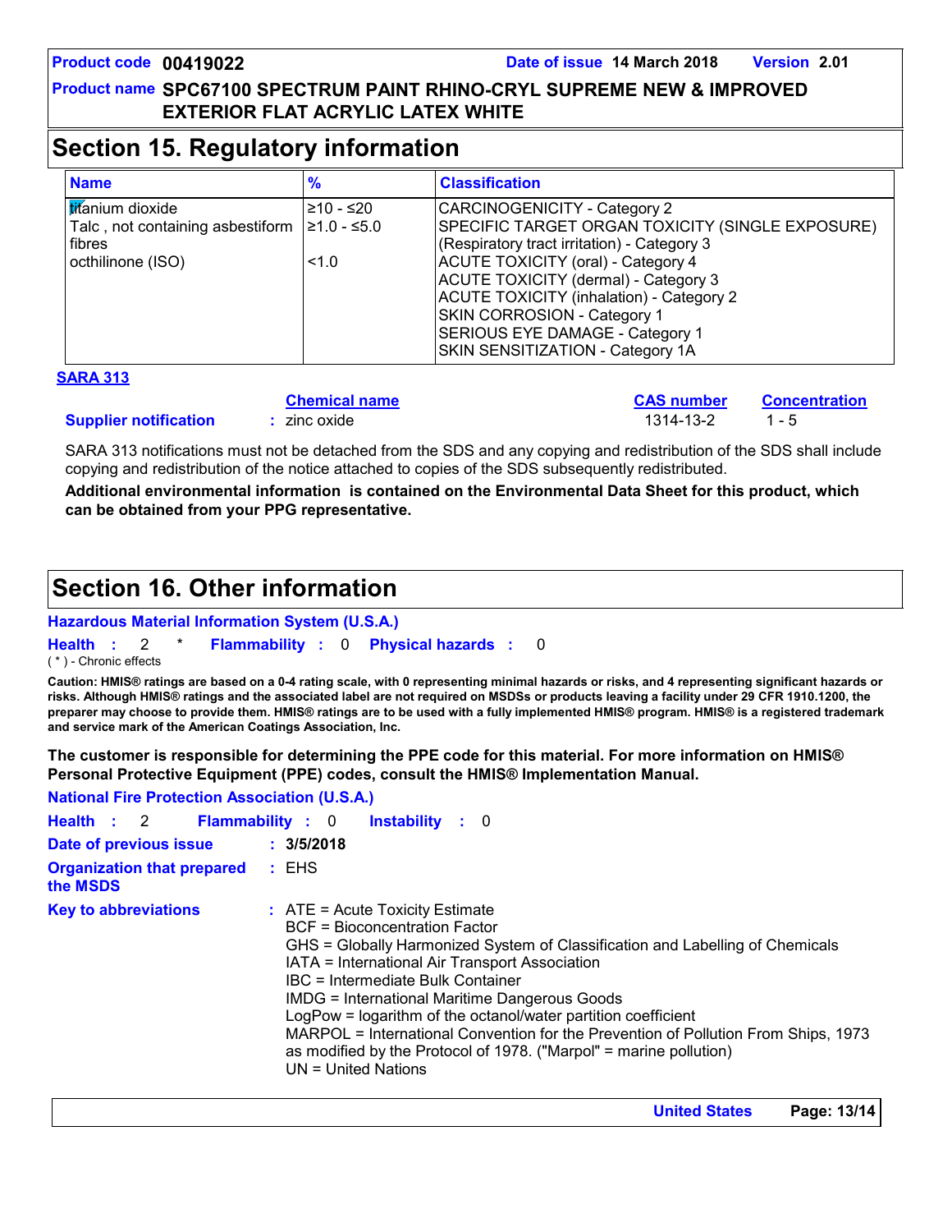## Section 15. Regulatory information

| Name | % | Classification |
|---|---|---|
| titanium dioxide | ≥10 - ≤20 | CARCINOGENICITY - Category 2 |
| Talc , not containing asbestiform fibres | ≥1.0 - ≤5.0 | SPECIFIC TARGET ORGAN TOXICITY (SINGLE EXPOSURE) (Respiratory tract irritation) - Category 3 |
| octhilinone (ISO) | <1.0 | ACUTE TOXICITY (oral) - Category 4<br>ACUTE TOXICITY (dermal) - Category 3<br>ACUTE TOXICITY (inhalation) - Category 2<br>SKIN CORROSION - Category 1<br>SERIOUS EYE DAMAGE - Category 1<br>SKIN SENSITIZATION - Category 1A |

**SARA 313**

| | Chemical name | CAS number | Concentration |
|---|---|---|---|
| **Supplier notification** | : zinc oxide | 1314-13-2 | 1 - 5 |

SARA 313 notifications must not be detached from the SDS and any copying and redistribution of the SDS shall include copying and redistribution of the notice attached to copies of the SDS subsequently redistributed.

**Additional environmental information is contained on the Environmental Data Sheet for this product, which can be obtained from your PPG representative.**

## Section 16. Other information

**Hazardous Material Information System (U.S.A.)**

**Health** : 2 * **Flammability** : 0 **Physical hazards** : 0

( * ) - Chronic effects

**Caution: HMIS® ratings are based on a 0-4 rating scale, with 0 representing minimal hazards or risks, and 4 representing significant hazards or risks. Although HMIS® ratings and the associated label are not required on MSDSs or products leaving a facility under 29 CFR 1910.1200, the preparer may choose to provide them. HMIS® ratings are to be used with a fully implemented HMIS® program. HMIS® is a registered trademark and service mark of the American Coatings Association, Inc.**

**The customer is responsible for determining the PPE code for this material. For more information on HMIS® Personal Protective Equipment (PPE) codes, consult the HMIS® Implementation Manual.**

**National Fire Protection Association (U.S.A.)**

**Health** : 2 **Flammability** : 0 **Instability** : 0

**Date of previous issue** : **3/5/2018**

**Organization that prepared the MSDS** : EHS

**Key to abbreviations** : ATE = Acute Toxicity Estimate
BCF = Bioconcentration Factor
GHS = Globally Harmonized System of Classification and Labelling of Chemicals
IATA = International Air Transport Association
IBC = Intermediate Bulk Container
IMDG = International Maritime Dangerous Goods
LogPow = logarithm of the octanol/water partition coefficient
MARPOL = International Convention for the Prevention of Pollution From Ships, 1973 as modified by the Protocol of 1978. ("Marpol" = marine pollution)
UN = United Nations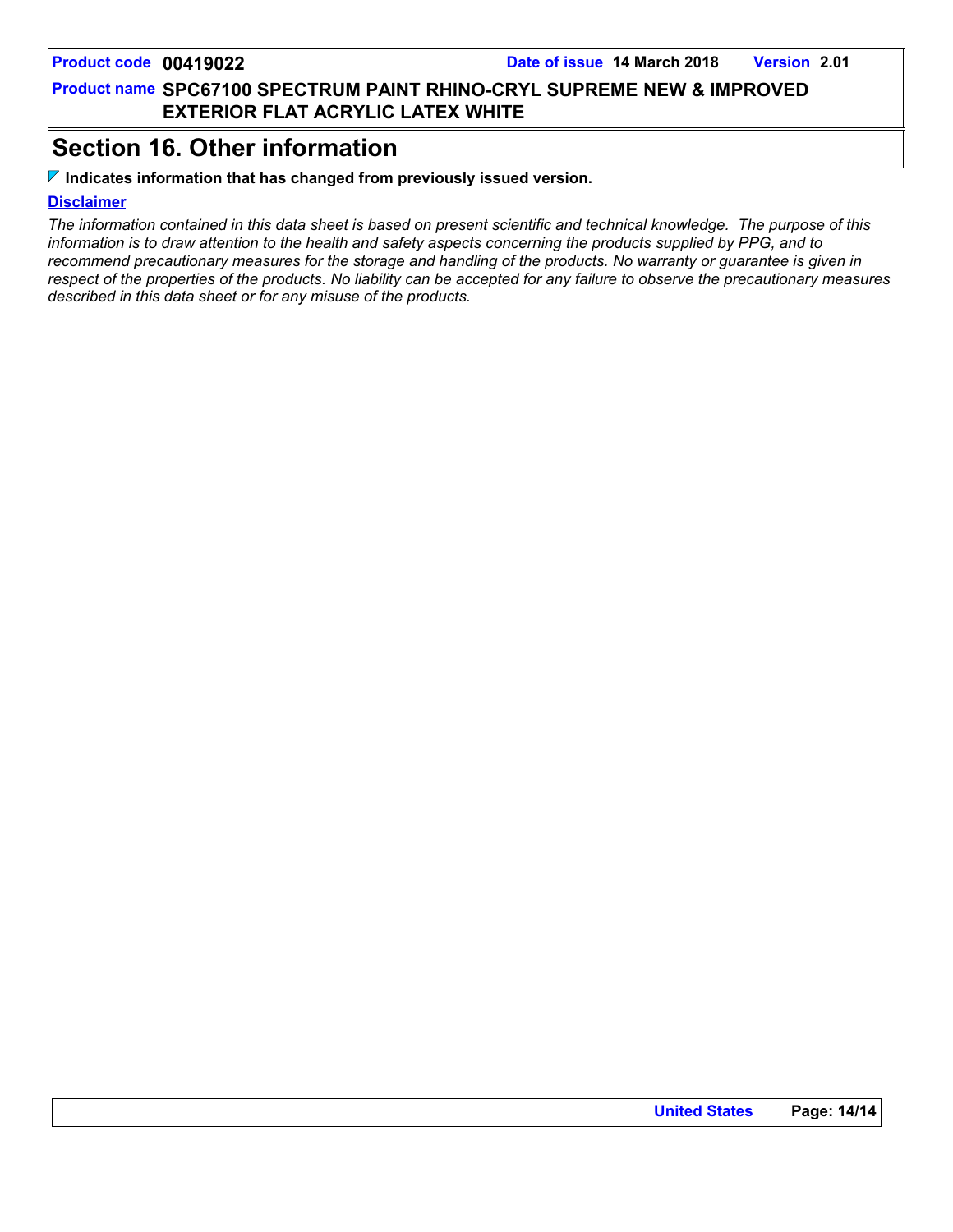# Section 16. Other information

**Indicates information that has changed from previously issued version.**

**Disclaimer**

*The information contained in this data sheet is based on present scientific and technical knowledge. The purpose of this information is to draw attention to the health and safety aspects concerning the products supplied by PPG, and to recommend precautionary measures for the storage and handling of the products. No warranty or guarantee is given in respect of the properties of the products. No liability can be accepted for any failure to observe the precautionary measures described in this data sheet or for any misuse of the products.*